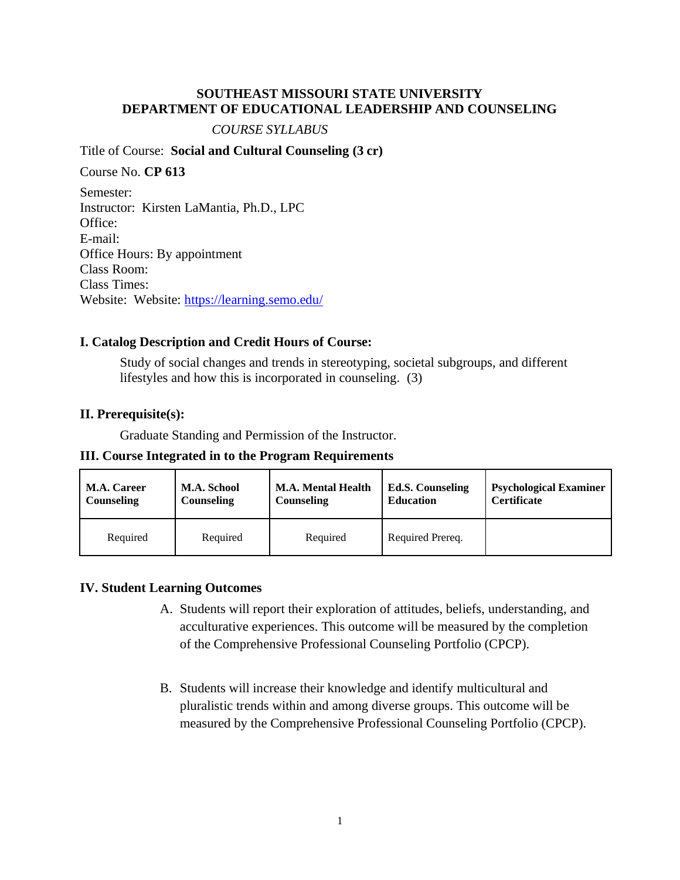**SOUTHEAST MISSOURI STATE UNIVERSITY**
**DEPARTMENT OF EDUCATIONAL LEADERSHIP AND COUNSELING**

*COURSE SYLLABUS*

Title of Course: **Social and Cultural Counseling (3 cr)**

Course No. **CP 613**

Semester:
Instructor: Kirsten LaMantia, Ph.D., LPC
Office:
E-mail:
Office Hours: By appointment
Class Room:
Class Times:
Website: Website: https://learning.semo.edu/

## I. Catalog Description and Credit Hours of Course:

Study of social changes and trends in stereotyping, societal subgroups, and different lifestyles and how this is incorporated in counseling. (3)

## II. Prerequisite(s):

Graduate Standing and Permission of the Instructor.

## III. Course Integrated in to the Program Requirements

| M.A. Career Counseling | M.A. School Counseling | M.A. Mental Health Counseling | Ed.S. Counseling Education | Psychological Examiner Certificate |
|---|---|---|---|---|
| Required | Required | Required | Required Prereq. | |

## IV. Student Learning Outcomes

A. Students will report their exploration of attitudes, beliefs, understanding, and acculturative experiences. This outcome will be measured by the completion of the Comprehensive Professional Counseling Portfolio (CPCP).

B. Students will increase their knowledge and identify multicultural and pluralistic trends within and among diverse groups. This outcome will be measured by the Comprehensive Professional Counseling Portfolio (CPCP).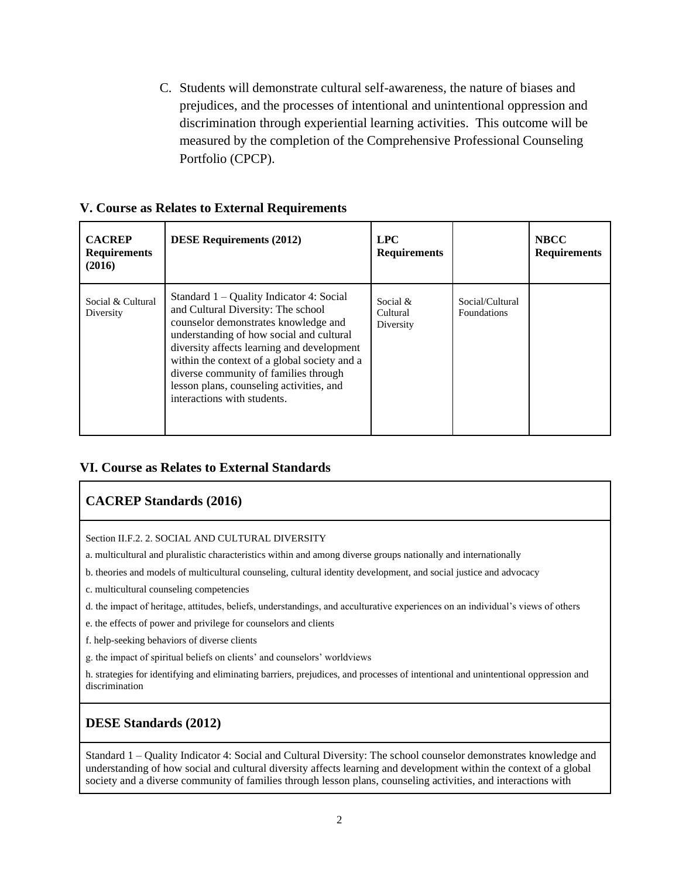C. Students will demonstrate cultural self-awareness, the nature of biases and prejudices, and the processes of intentional and unintentional oppression and discrimination through experiential learning activities. This outcome will be measured by the completion of the Comprehensive Professional Counseling Portfolio (CPCP).

## V. Course as Relates to External Requirements

| CACREP Requirements (2016) | DESE Requirements (2012) | LPC Requirements | | NBCC Requirements |
|---|---|---|---|---|
| Social & Cultural Diversity | Standard 1 – Quality Indicator 4: Social and Cultural Diversity: The school counselor demonstrates knowledge and understanding of how social and cultural diversity affects learning and development within the context of a global society and a diverse community of families through lesson plans, counseling activities, and interactions with students. | Social & Cultural Diversity | Social/Cultural Foundations | |

## VI. Course as Relates to External Standards

### CACREP Standards (2016)

Section II.F.2. 2. SOCIAL AND CULTURAL DIVERSITY

a. multicultural and pluralistic characteristics within and among diverse groups nationally and internationally

b. theories and models of multicultural counseling, cultural identity development, and social justice and advocacy

c. multicultural counseling competencies

d. the impact of heritage, attitudes, beliefs, understandings, and acculturative experiences on an individual's views of others

e. the effects of power and privilege for counselors and clients

f. help-seeking behaviors of diverse clients

g. the impact of spiritual beliefs on clients' and counselors' worldviews

h. strategies for identifying and eliminating barriers, prejudices, and processes of intentional and unintentional oppression and discrimination

### DESE Standards (2012)

Standard 1 – Quality Indicator 4: Social and Cultural Diversity: The school counselor demonstrates knowledge and understanding of how social and cultural diversity affects learning and development within the context of a global society and a diverse community of families through lesson plans, counseling activities, and interactions with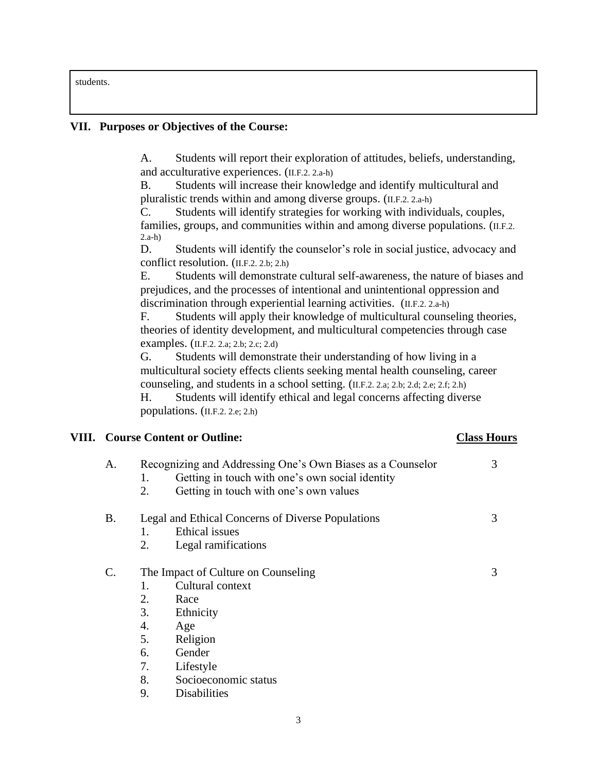students.

## VII. Purposes or Objectives of the Course:

A. Students will report their exploration of attitudes, beliefs, understanding, and acculturative experiences. (II.F.2. 2.a-h)

B. Students will increase their knowledge and identify multicultural and pluralistic trends within and among diverse groups. (II.F.2. 2.a-h)

C. Students will identify strategies for working with individuals, couples, families, groups, and communities within and among diverse populations. (II.F.2. 2.a-h)

D. Students will identify the counselor's role in social justice, advocacy and conflict resolution. (II.F.2. 2.b; 2.h)

E. Students will demonstrate cultural self-awareness, the nature of biases and prejudices, and the processes of intentional and unintentional oppression and discrimination through experiential learning activities. (II.F.2. 2.a-h)

F. Students will apply their knowledge of multicultural counseling theories, theories of identity development, and multicultural competencies through case examples. (II.F.2. 2.a; 2.b; 2.c; 2.d)

G. Students will demonstrate their understanding of how living in a multicultural society effects clients seeking mental health counseling, career counseling, and students in a school setting. (II.F.2. 2.a; 2.b; 2.d; 2.e; 2.f; 2.h)

H. Students will identify ethical and legal concerns affecting diverse populations. (II.F.2. 2.e; 2.h)

## VIII. Course Content or Outline:

| | Course Content | Class Hours |
|---|---|---|
| A. | Recognizing and Addressing One's Own Biases as a Counselor<br>1. Getting in touch with one's own social identity<br>2. Getting in touch with one's own values | 3 |
| B. | Legal and Ethical Concerns of Diverse Populations<br>1. Ethical issues<br>2. Legal ramifications | 3 |
| C. | The Impact of Culture on Counseling<br>1. Cultural context<br>2. Race<br>3. Ethnicity<br>4. Age<br>5. Religion<br>6. Gender<br>7. Lifestyle<br>8. Socioeconomic status<br>9. Disabilities | 3 |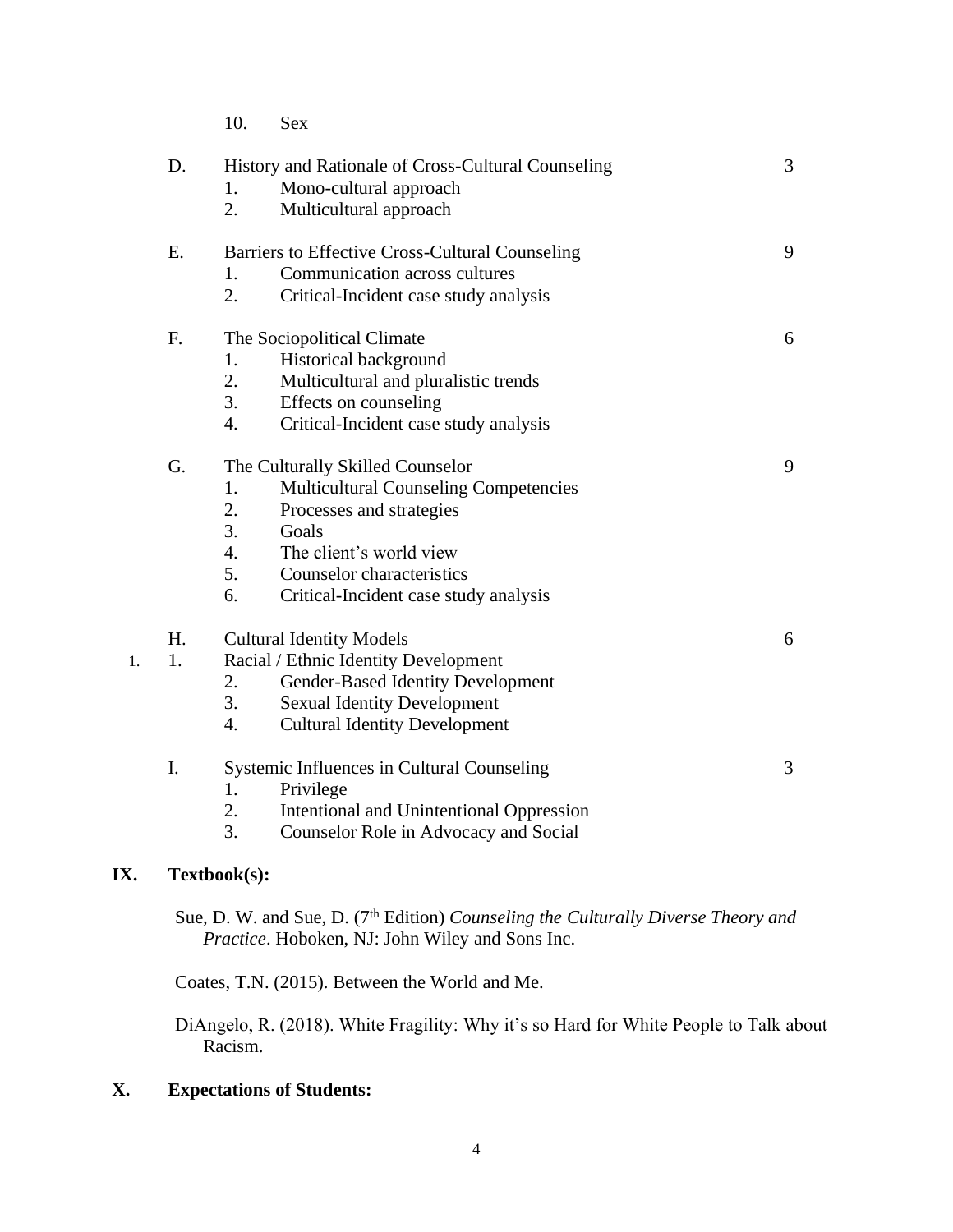10. Sex

| | Topic | Hours |
|---|---|---|
| D. | History and Rationale of Cross-Cultural Counseling<br>1. Mono-cultural approach<br>2. Multicultural approach | 3 |
| E. | Barriers to Effective Cross-Cultural Counseling<br>1. Communication across cultures<br>2. Critical-Incident case study analysis | 9 |
| F. | The Sociopolitical Climate<br>1. Historical background<br>2. Multicultural and pluralistic trends<br>3. Effects on counseling<br>4. Critical-Incident case study analysis | 6 |
| G. | The Culturally Skilled Counselor<br>1. Multicultural Counseling Competencies<br>2. Processes and strategies<br>3. Goals<br>4. The client's world view<br>5. Counselor characteristics<br>6. Critical-Incident case study analysis | 9 |
| H. | Cultural Identity Models<br>1. Racial / Ethnic Identity Development<br>2. Gender-Based Identity Development<br>3. Sexual Identity Development<br>4. Cultural Identity Development | 6 |
| I. | Systemic Influences in Cultural Counseling<br>1. Privilege<br>2. Intentional and Unintentional Oppression<br>3. Counselor Role in Advocacy and Social | 3 |

## IX. Textbook(s):

Sue, D. W. and Sue, D. (7th Edition) *Counseling the Culturally Diverse Theory and Practice*. Hoboken, NJ: John Wiley and Sons Inc.

Coates, T.N. (2015). Between the World and Me.

DiAngelo, R. (2018). White Fragility: Why it's so Hard for White People to Talk about Racism.

## X. Expectations of Students: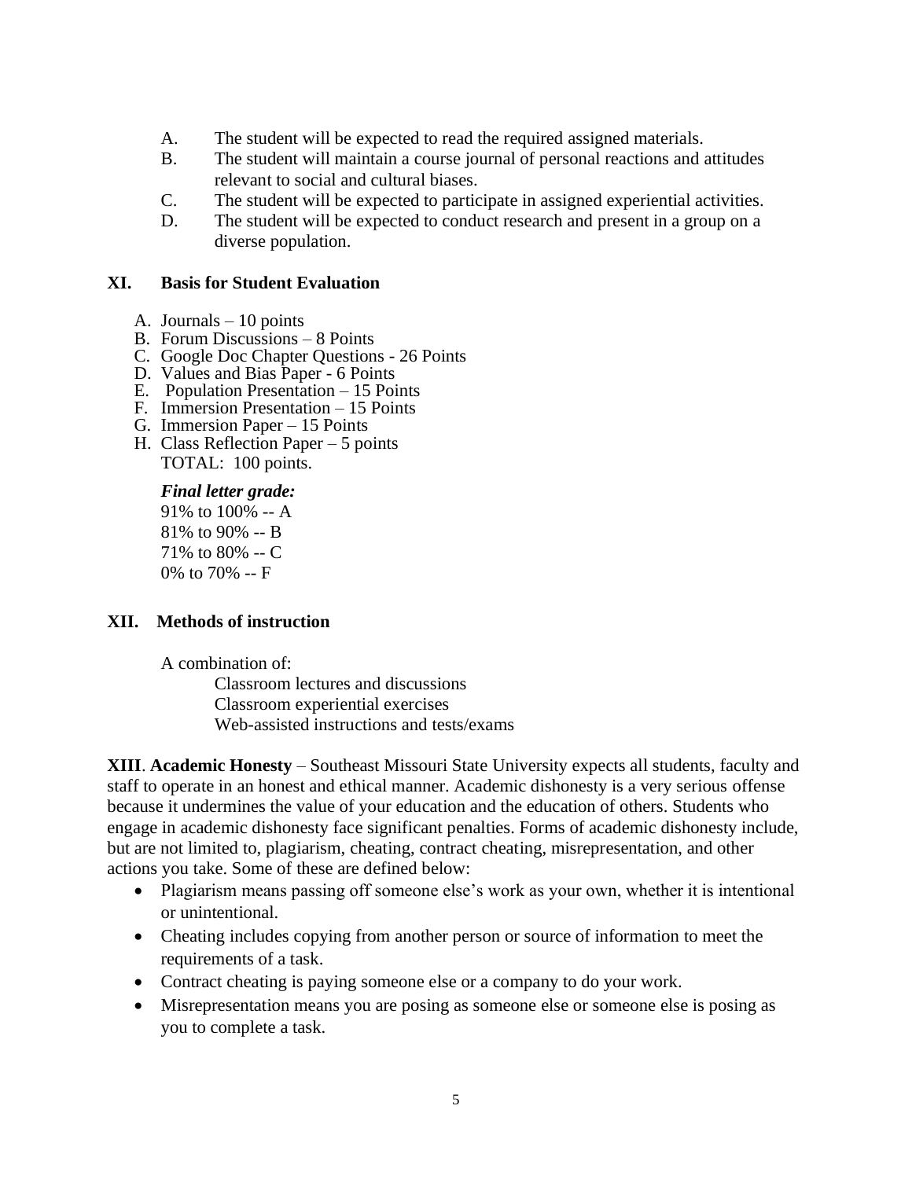A. The student will be expected to read the required assigned materials.
B. The student will maintain a course journal of personal reactions and attitudes relevant to social and cultural biases.
C. The student will be expected to participate in assigned experiential activities.
D. The student will be expected to conduct research and present in a group on a diverse population.

## XI. Basis for Student Evaluation

A. Journals – 10 points
B. Forum Discussions – 8 Points
C. Google Doc Chapter Questions - 26 Points
D. Values and Bias Paper - 6 Points
E. Population Presentation – 15 Points
F. Immersion Presentation – 15 Points
G. Immersion Paper – 15 Points
H. Class Reflection Paper – 5 points

TOTAL: 100 points.

***Final letter grade:***

91% to 100% -- A
81% to 90% -- B
71% to 80% -- C
0% to 70% -- F

## XII. Methods of instruction

A combination of:

Classroom lectures and discussions
Classroom experiential exercises
Web-assisted instructions and tests/exams

**XIII**. **Academic Honesty** – Southeast Missouri State University expects all students, faculty and staff to operate in an honest and ethical manner. Academic dishonesty is a very serious offense because it undermines the value of your education and the education of others. Students who engage in academic dishonesty face significant penalties. Forms of academic dishonesty include, but are not limited to, plagiarism, cheating, contract cheating, misrepresentation, and other actions you take. Some of these are defined below:

- Plagiarism means passing off someone else's work as your own, whether it is intentional or unintentional.
- Cheating includes copying from another person or source of information to meet the requirements of a task.
- Contract cheating is paying someone else or a company to do your work.
- Misrepresentation means you are posing as someone else or someone else is posing as you to complete a task.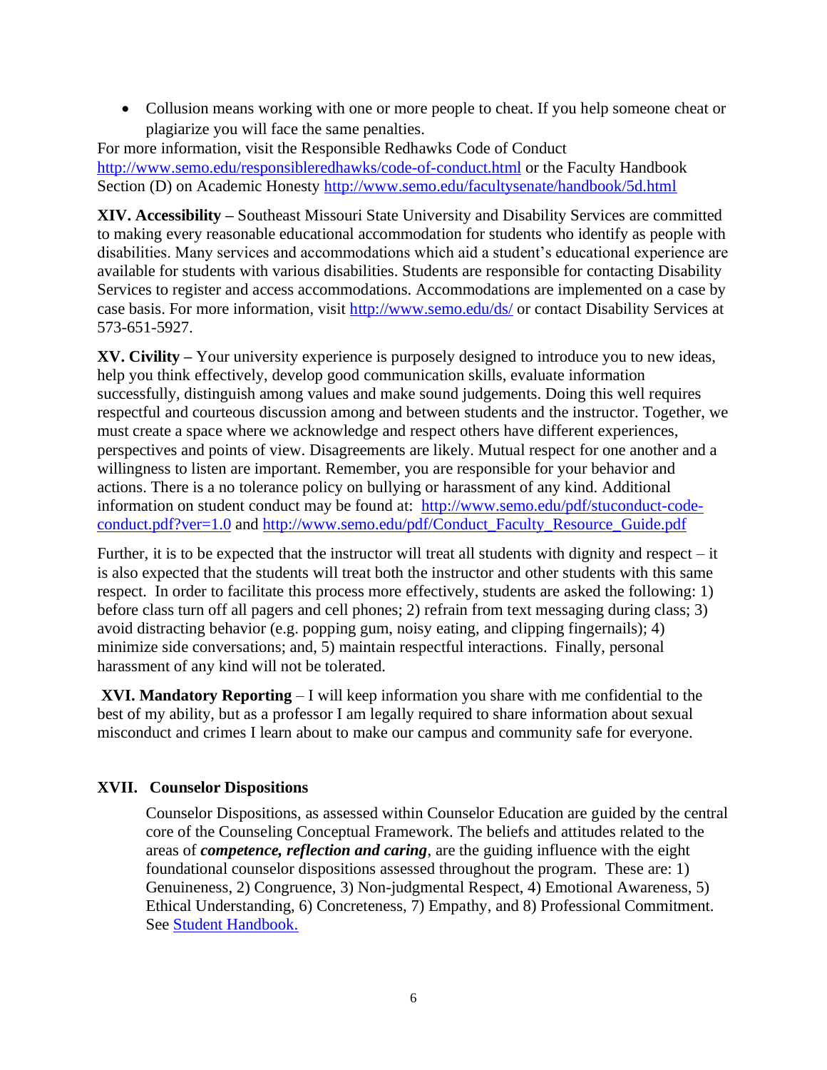- Collusion means working with one or more people to cheat. If you help someone cheat or plagiarize you will face the same penalties.

For more information, visit the Responsible Redhawks Code of Conduct http://www.semo.edu/responsibleredhawks/code-of-conduct.html or the Faculty Handbook Section (D) on Academic Honesty http://www.semo.edu/facultysenate/handbook/5d.html

**XIV. Accessibility –** Southeast Missouri State University and Disability Services are committed to making every reasonable educational accommodation for students who identify as people with disabilities. Many services and accommodations which aid a student's educational experience are available for students with various disabilities. Students are responsible for contacting Disability Services to register and access accommodations. Accommodations are implemented on a case by case basis. For more information, visit http://www.semo.edu/ds/ or contact Disability Services at 573-651-5927.

**XV. Civility –** Your university experience is purposely designed to introduce you to new ideas, help you think effectively, develop good communication skills, evaluate information successfully, distinguish among values and make sound judgements. Doing this well requires respectful and courteous discussion among and between students and the instructor. Together, we must create a space where we acknowledge and respect others have different experiences, perspectives and points of view. Disagreements are likely. Mutual respect for one another and a willingness to listen are important. Remember, you are responsible for your behavior and actions. There is a no tolerance policy on bullying or harassment of any kind. Additional information on student conduct may be found at: http://www.semo.edu/pdf/stuconduct-code-conduct.pdf?ver=1.0 and http://www.semo.edu/pdf/Conduct_Faculty_Resource_Guide.pdf

Further, it is to be expected that the instructor will treat all students with dignity and respect – it is also expected that the students will treat both the instructor and other students with this same respect. In order to facilitate this process more effectively, students are asked the following: 1) before class turn off all pagers and cell phones; 2) refrain from text messaging during class; 3) avoid distracting behavior (e.g. popping gum, noisy eating, and clipping fingernails); 4) minimize side conversations; and, 5) maintain respectful interactions. Finally, personal harassment of any kind will not be tolerated.

**XVI. Mandatory Reporting** – I will keep information you share with me confidential to the best of my ability, but as a professor I am legally required to share information about sexual misconduct and crimes I learn about to make our campus and community safe for everyone.

**XVII. Counselor Dispositions**

Counselor Dispositions, as assessed within Counselor Education are guided by the central core of the Counseling Conceptual Framework. The beliefs and attitudes related to the areas of ***competence, reflection and caring***, are the guiding influence with the eight foundational counselor dispositions assessed throughout the program. These are: 1) Genuineness, 2) Congruence, 3) Non-judgmental Respect, 4) Emotional Awareness, 5) Ethical Understanding, 6) Concreteness, 7) Empathy, and 8) Professional Commitment. See Student Handbook.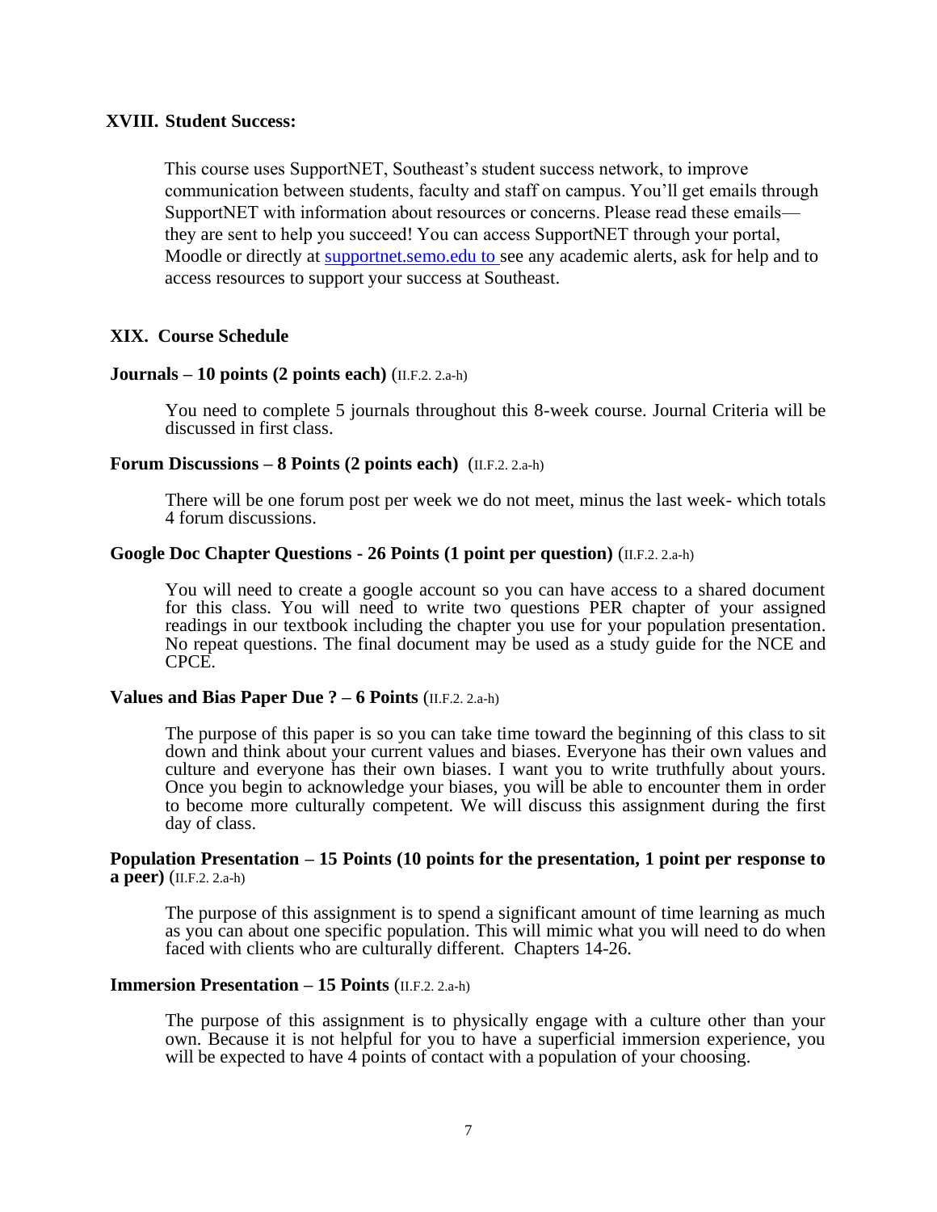## XVIII. Student Success:

This course uses SupportNET, Southeast's student success network, to improve communication between students, faculty and staff on campus. You'll get emails through SupportNET with information about resources or concerns. Please read these emails—they are sent to help you succeed! You can access SupportNET through your portal, Moodle or directly at [supportnet.semo.edu to ](supportnet.semo.edu)see any academic alerts, ask for help and to access resources to support your success at Southeast.

## XIX. Course Schedule

**Journals – 10 points (2 points each)** (II.F.2. 2.a-h)

You need to complete 5 journals throughout this 8-week course. Journal Criteria will be discussed in first class.

**Forum Discussions – 8 Points (2 points each)** (II.F.2. 2.a-h)

There will be one forum post per week we do not meet, minus the last week- which totals 4 forum discussions.

**Google Doc Chapter Questions - 26 Points (1 point per question)** (II.F.2. 2.a-h)

You will need to create a google account so you can have access to a shared document for this class. You will need to write two questions PER chapter of your assigned readings in our textbook including the chapter you use for your population presentation. No repeat questions. The final document may be used as a study guide for the NCE and CPCE.

**Values and Bias Paper Due ? – 6 Points** (II.F.2. 2.a-h)

The purpose of this paper is so you can take time toward the beginning of this class to sit down and think about your current values and biases. Everyone has their own values and culture and everyone has their own biases. I want you to write truthfully about yours. Once you begin to acknowledge your biases, you will be able to encounter them in order to become more culturally competent. We will discuss this assignment during the first day of class.

**Population Presentation – 15 Points (10 points for the presentation, 1 point per response to a peer)** (II.F.2. 2.a-h)

The purpose of this assignment is to spend a significant amount of time learning as much as you can about one specific population. This will mimic what you will need to do when faced with clients who are culturally different. Chapters 14-26.

**Immersion Presentation – 15 Points** (II.F.2. 2.a-h)

The purpose of this assignment is to physically engage with a culture other than your own. Because it is not helpful for you to have a superficial immersion experience, you will be expected to have 4 points of contact with a population of your choosing.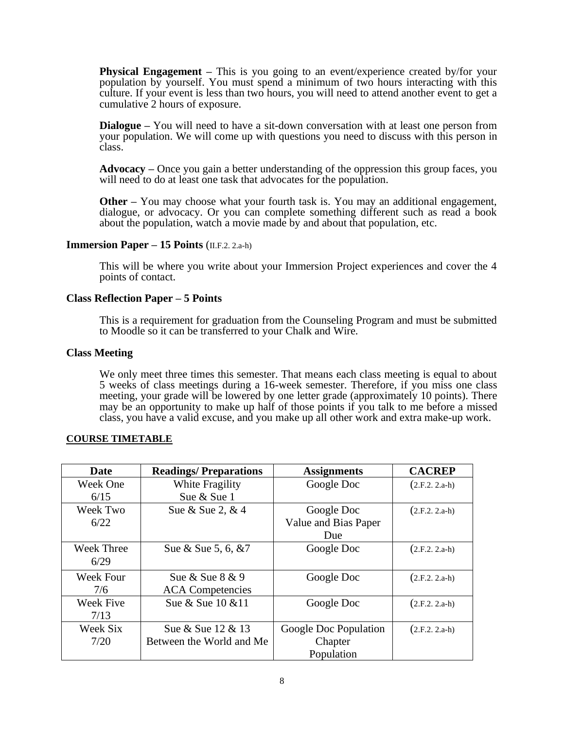**Physical Engagement** – This is you going to an event/experience created by/for your population by yourself. You must spend a minimum of two hours interacting with this culture. If your event is less than two hours, you will need to attend another event to get a cumulative 2 hours of exposure.

**Dialogue** – You will need to have a sit-down conversation with at least one person from your population. We will come up with questions you need to discuss with this person in class.

**Advocacy** – Once you gain a better understanding of the oppression this group faces, you will need to do at least one task that advocates for the population.

**Other** – You may choose what your fourth task is. You may an additional engagement, dialogue, or advocacy. Or you can complete something different such as read a book about the population, watch a movie made by and about that population, etc.

**Immersion Paper – 15 Points** (II.F.2. 2.a-h)

This will be where you write about your Immersion Project experiences and cover the 4 points of contact.

**Class Reflection Paper – 5 Points**

This is a requirement for graduation from the Counseling Program and must be submitted to Moodle so it can be transferred to your Chalk and Wire.

**Class Meeting**

We only meet three times this semester. That means each class meeting is equal to about 5 weeks of class meetings during a 16-week semester. Therefore, if you miss one class meeting, your grade will be lowered by one letter grade (approximately 10 points). There may be an opportunity to make up half of those points if you talk to me before a missed class, you have a valid excuse, and you make up all other work and extra make-up work.

**COURSE TIMETABLE**

| Date | Readings/ Preparations | Assignments | CACREP |
|---|---|---|---|
| Week One 6/15 | White Fragility Sue & Sue 1 | Google Doc | (2.F.2. 2.a-h) |
| Week Two 6/22 | Sue & Sue 2, & 4 | Google Doc Value and Bias Paper Due | (2.F.2. 2.a-h) |
| Week Three 6/29 | Sue & Sue 5, 6, &7 | Google Doc | (2.F.2. 2.a-h) |
| Week Four 7/6 | Sue & Sue 8 & 9 ACA Competencies | Google Doc | (2.F.2. 2.a-h) |
| Week Five 7/13 | Sue & Sue 10 &11 | Google Doc | (2.F.2. 2.a-h) |
| Week Six 7/20 | Sue & Sue 12 & 13 Between the World and Me | Google Doc Population Chapter Population | (2.F.2. 2.a-h) |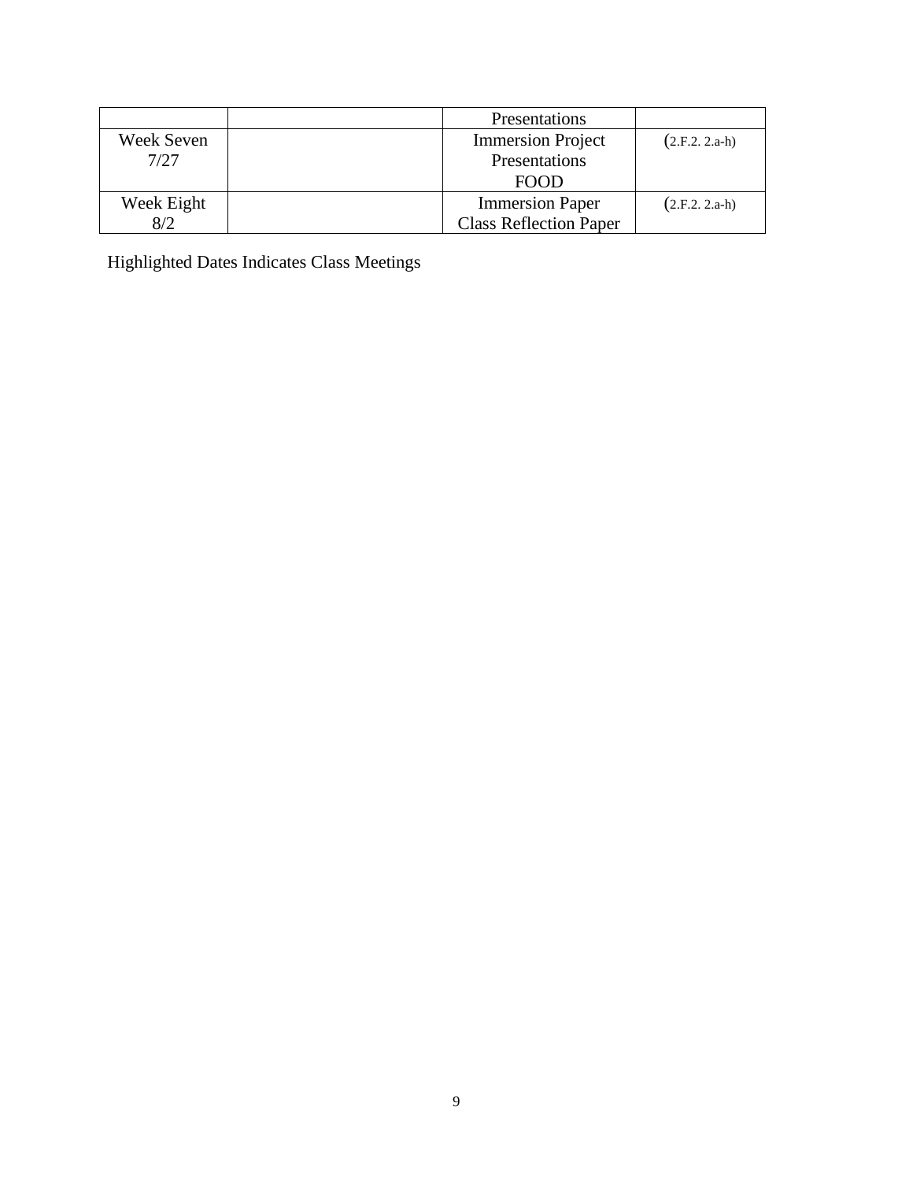| | | | |
|---|---|---|---|
| | | Presentations | |
| Week Seven 7/27 | | Immersion Project Presentations FOOD | (2.F.2. 2.a-h) |
| Week Eight 8/2 | | Immersion Paper Class Reflection Paper | (2.F.2. 2.a-h) |

Highlighted Dates Indicates Class Meetings